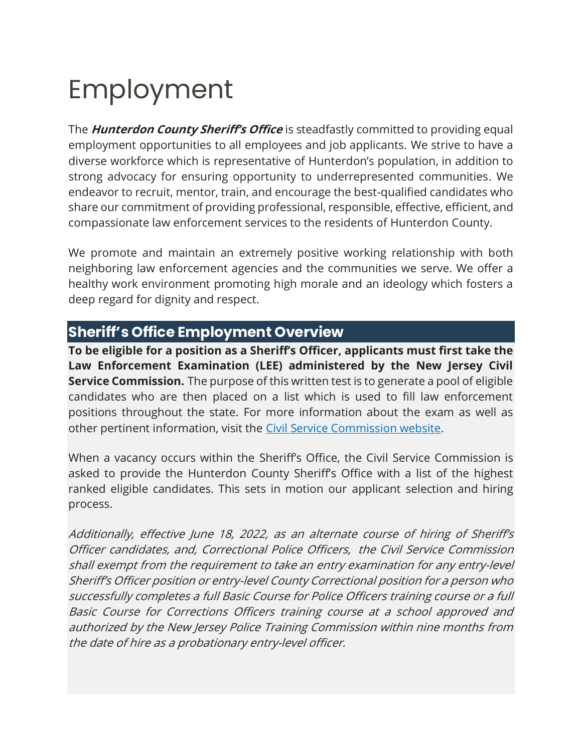# Employment

The ***Hunterdon County Sheriff's Office*** is steadfastly committed to providing equal employment opportunities to all employees and job applicants. We strive to have a diverse workforce which is representative of Hunterdon's population, in addition to strong advocacy for ensuring opportunity to underrepresented communities. We endeavor to recruit, mentor, train, and encourage the best-qualified candidates who share our commitment of providing professional, responsible, effective, efficient, and compassionate law enforcement services to the residents of Hunterdon County.

We promote and maintain an extremely positive working relationship with both neighboring law enforcement agencies and the communities we serve. We offer a healthy work environment promoting high morale and an ideology which fosters a deep regard for dignity and respect.

## Sheriff's Office Employment Overview

**To be eligible for a position as a Sheriff's Officer, applicants must first take the Law Enforcement Examination (LEE) administered by the New Jersey Civil Service Commission.** The purpose of this written test is to generate a pool of eligible candidates who are then placed on a list which is used to fill law enforcement positions throughout the state. For more information about the exam as well as other pertinent information, visit the Civil Service Commission website.

When a vacancy occurs within the Sheriff's Office, the Civil Service Commission is asked to provide the Hunterdon County Sheriff's Office with a list of the highest ranked eligible candidates. This sets in motion our applicant selection and hiring process.

*Additionally, effective June 18, 2022, as an alternate course of hiring of Sheriff's Officer candidates, and, Correctional Police Officers, the Civil Service Commission shall exempt from the requirement to take an entry examination for any entry-level Sheriff's Officer position or entry-level County Correctional position for a person who successfully completes a full Basic Course for Police Officers training course or a full Basic Course for Corrections Officers training course at a school approved and authorized by the New Jersey Police Training Commission within nine months from the date of hire as a probationary entry-level officer.*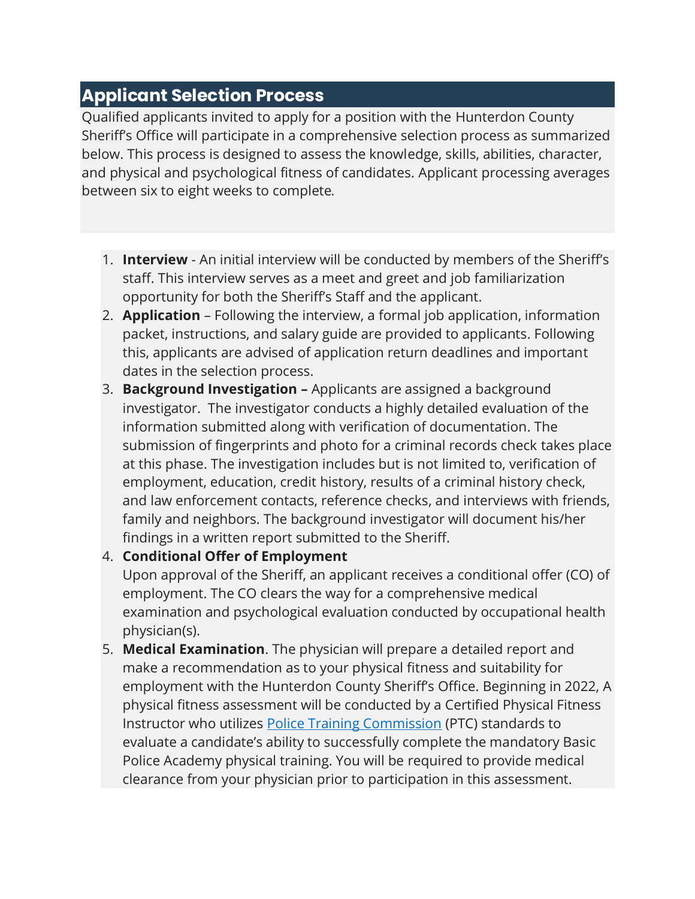## Applicant Selection Process

Qualified applicants invited to apply for a position with the Hunterdon County Sheriff's Office will participate in a comprehensive selection process as summarized below. This process is designed to assess the knowledge, skills, abilities, character, and physical and psychological fitness of candidates. Applicant processing averages between six to eight weeks to complete.

1. **Interview** - An initial interview will be conducted by members of the Sheriff's staff. This interview serves as a meet and greet and job familiarization opportunity for both the Sheriff's Staff and the applicant.
2. **Application** – Following the interview, a formal job application, information packet, instructions, and salary guide are provided to applicants. Following this, applicants are advised of application return deadlines and important dates in the selection process.
3. **Background Investigation –** Applicants are assigned a background investigator. The investigator conducts a highly detailed evaluation of the information submitted along with verification of documentation. The submission of fingerprints and photo for a criminal records check takes place at this phase. The investigation includes but is not limited to, verification of employment, education, credit history, results of a criminal history check, and law enforcement contacts, reference checks, and interviews with friends, family and neighbors. The background investigator will document his/her findings in a written report submitted to the Sheriff.
4. **Conditional Offer of Employment**
   Upon approval of the Sheriff, an applicant receives a conditional offer (CO) of employment. The CO clears the way for a comprehensive medical examination and psychological evaluation conducted by occupational health physician(s).
5. **Medical Examination**. The physician will prepare a detailed report and make a recommendation as to your physical fitness and suitability for employment with the Hunterdon County Sheriff's Office. Beginning in 2022, A physical fitness assessment will be conducted by a Certified Physical Fitness Instructor who utilizes Police Training Commission (PTC) standards to evaluate a candidate's ability to successfully complete the mandatory Basic Police Academy physical training. You will be required to provide medical clearance from your physician prior to participation in this assessment.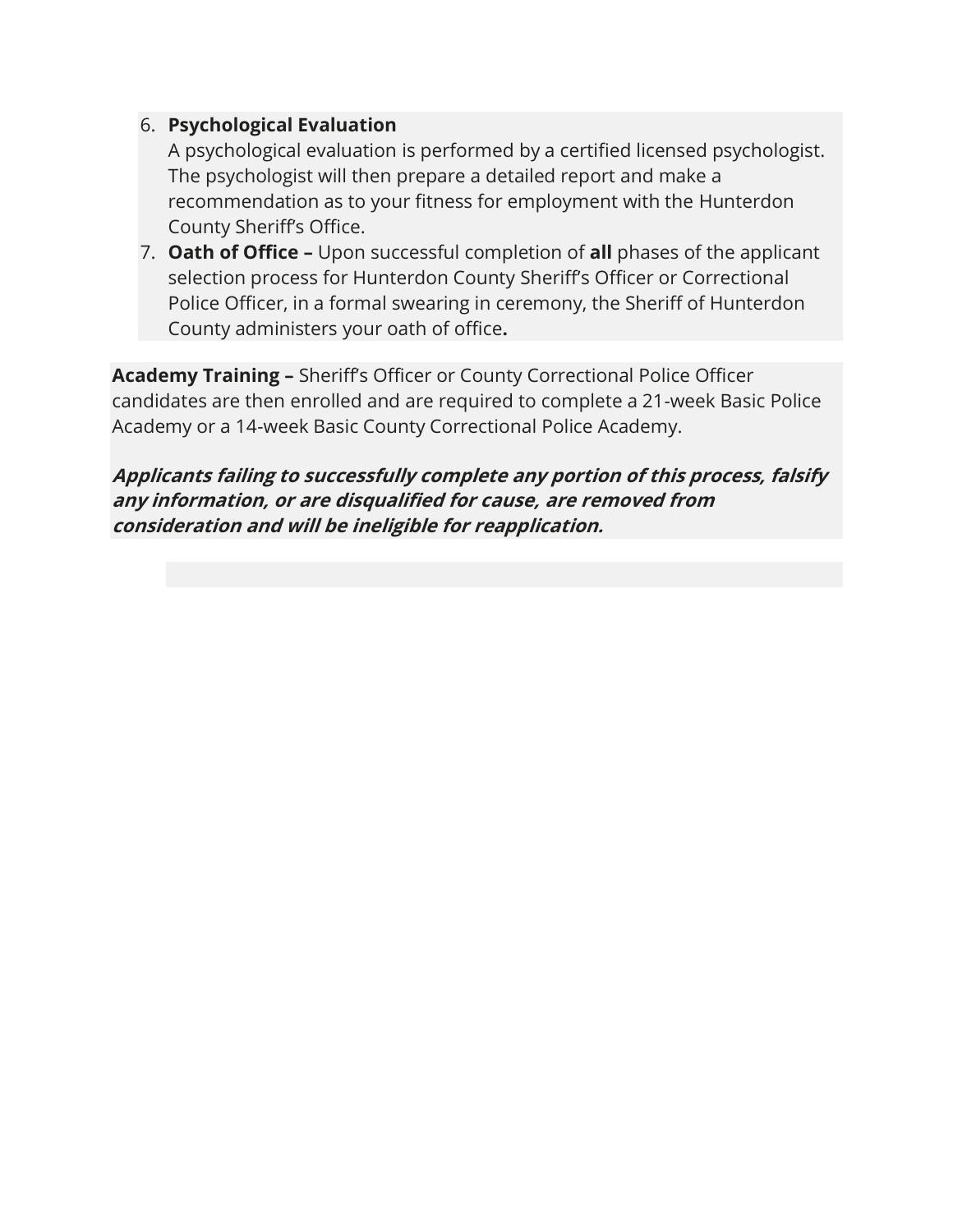6. **Psychological Evaluation**
   A psychological evaluation is performed by a certified licensed psychologist. The psychologist will then prepare a detailed report and make a recommendation as to your fitness for employment with the Hunterdon County Sheriff's Office.
7. **Oath of Office –** Upon successful completion of **all** phases of the applicant selection process for Hunterdon County Sheriff's Officer or Correctional Police Officer, in a formal swearing in ceremony, the Sheriff of Hunterdon County administers your oath of office**.**

**Academy Training –** Sheriff's Officer or County Correctional Police Officer candidates are then enrolled and are required to complete a 21-week Basic Police Academy or a 14-week Basic County Correctional Police Academy.

***Applicants failing to successfully complete any portion of this process, falsify any information, or are disqualified for cause, are removed from consideration and will be ineligible for reapplication.***